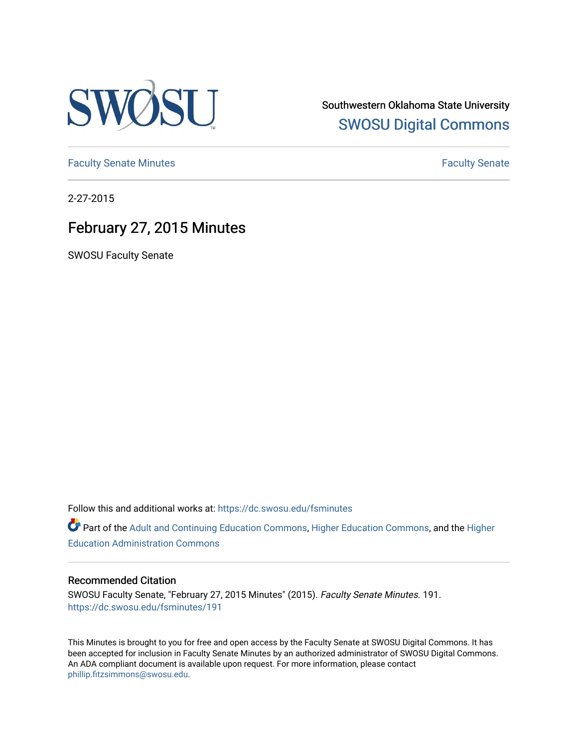Southwestern Oklahoma State University

SWOSU Digital Commons

Faculty Senate Minutes

Faculty Senate

2-27-2015

# February 27, 2015 Minutes

SWOSU Faculty Senate

Follow this and additional works at: https://dc.swosu.edu/fsminutes

Part of the Adult and Continuing Education Commons, Higher Education Commons, and the Higher Education Administration Commons

## Recommended Citation

SWOSU Faculty Senate, "February 27, 2015 Minutes" (2015). *Faculty Senate Minutes*. 191.
https://dc.swosu.edu/fsminutes/191

This Minutes is brought to you for free and open access by the Faculty Senate at SWOSU Digital Commons. It has been accepted for inclusion in Faculty Senate Minutes by an authorized administrator of SWOSU Digital Commons. An ADA compliant document is available upon request. For more information, please contact phillip.fitzsimmons@swosu.edu.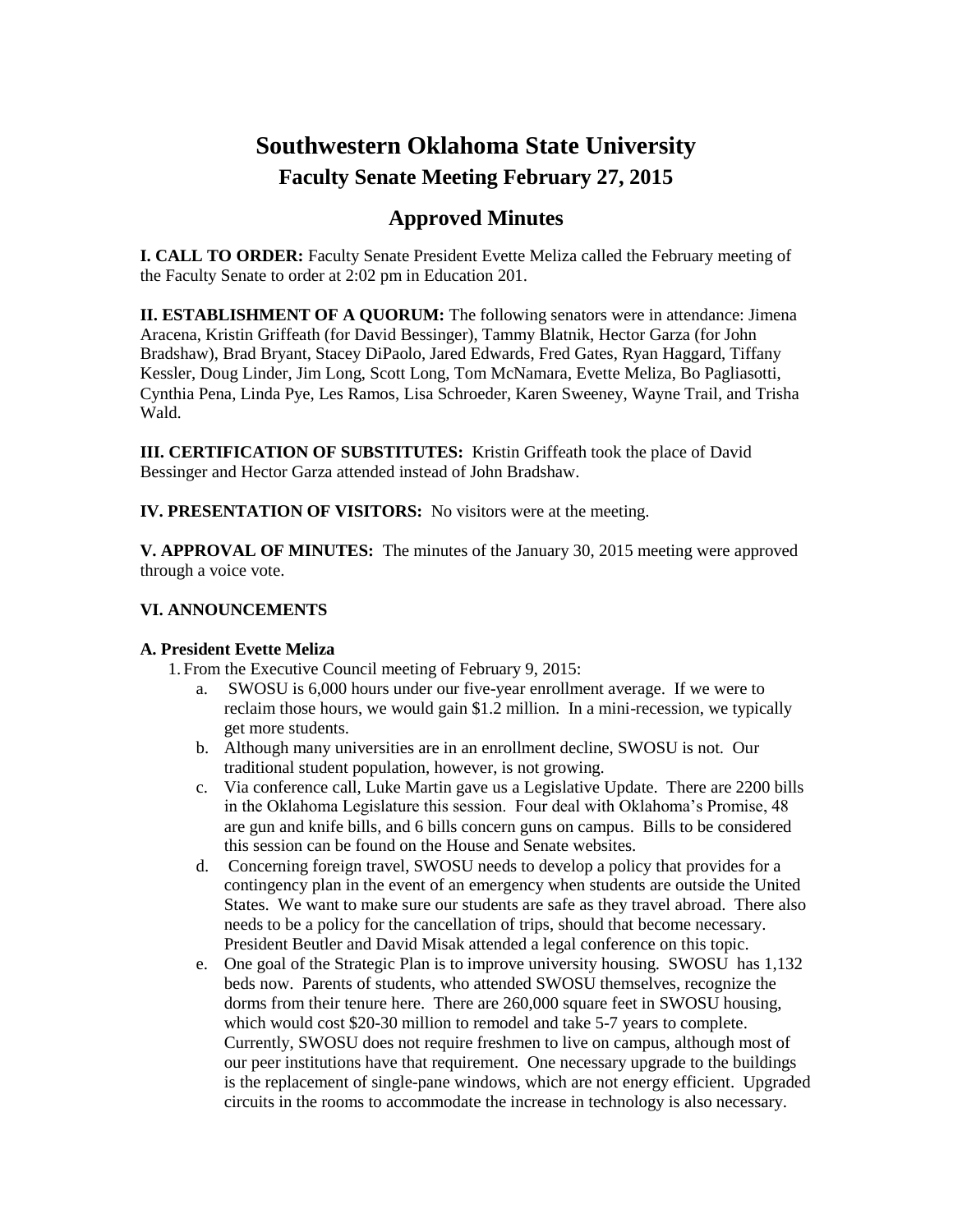# Southwestern Oklahoma State University

## Faculty Senate Meeting February 27, 2015

## Approved Minutes

**I. CALL TO ORDER:** Faculty Senate President Evette Meliza called the February meeting of the Faculty Senate to order at 2:02 pm in Education 201.

**II. ESTABLISHMENT OF A QUORUM:** The following senators were in attendance: Jimena Aracena, Kristin Griffeath (for David Bessinger), Tammy Blatnik, Hector Garza (for John Bradshaw), Brad Bryant, Stacey DiPaolo, Jared Edwards, Fred Gates, Ryan Haggard, Tiffany Kessler, Doug Linder, Jim Long, Scott Long, Tom McNamara, Evette Meliza, Bo Pagliasotti, Cynthia Pena, Linda Pye, Les Ramos, Lisa Schroeder, Karen Sweeney, Wayne Trail, and Trisha Wald.

**III. CERTIFICATION OF SUBSTITUTES:** Kristin Griffeath took the place of David Bessinger and Hector Garza attended instead of John Bradshaw.

**IV. PRESENTATION OF VISITORS:** No visitors were at the meeting.

**V. APPROVAL OF MINUTES:** The minutes of the January 30, 2015 meeting were approved through a voice vote.

**VI. ANNOUNCEMENTS**

**A. President Evette Meliza**

1. From the Executive Council meeting of February 9, 2015:
   a. SWOSU is 6,000 hours under our five-year enrollment average. If we were to reclaim those hours, we would gain $1.2 million. In a mini-recession, we typically get more students.
   b. Although many universities are in an enrollment decline, SWOSU is not. Our traditional student population, however, is not growing.
   c. Via conference call, Luke Martin gave us a Legislative Update. There are 2200 bills in the Oklahoma Legislature this session. Four deal with Oklahoma's Promise, 48 are gun and knife bills, and 6 bills concern guns on campus. Bills to be considered this session can be found on the House and Senate websites.
   d. Concerning foreign travel, SWOSU needs to develop a policy that provides for a contingency plan in the event of an emergency when students are outside the United States. We want to make sure our students are safe as they travel abroad. There also needs to be a policy for the cancellation of trips, should that become necessary. President Beutler and David Misak attended a legal conference on this topic.
   e. One goal of the Strategic Plan is to improve university housing. SWOSU has 1,132 beds now. Parents of students, who attended SWOSU themselves, recognize the dorms from their tenure here. There are 260,000 square feet in SWOSU housing, which would cost $20-30 million to remodel and take 5-7 years to complete. Currently, SWOSU does not require freshmen to live on campus, although most of our peer institutions have that requirement. One necessary upgrade to the buildings is the replacement of single-pane windows, which are not energy efficient. Upgraded circuits in the rooms to accommodate the increase in technology is also necessary.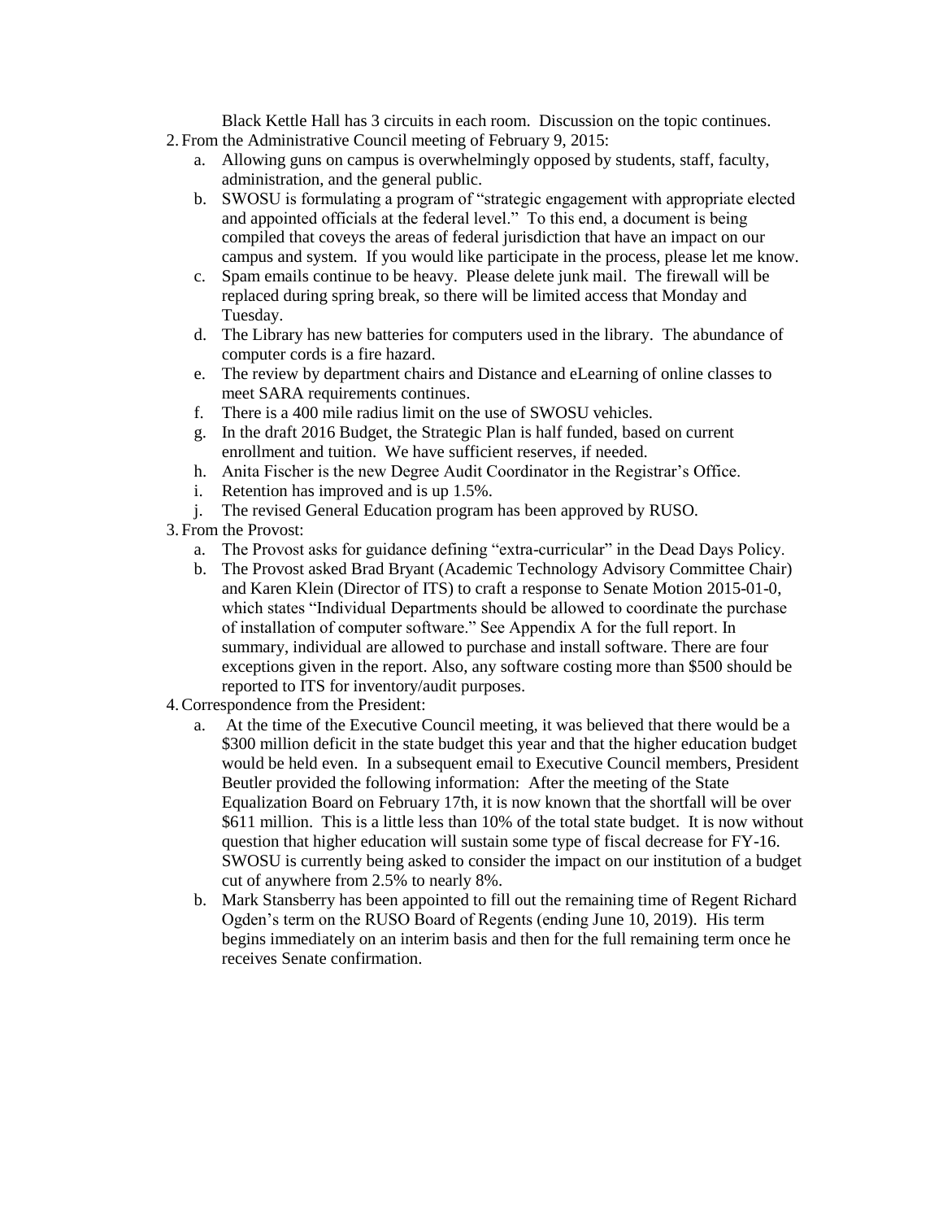Black Kettle Hall has 3 circuits in each room. Discussion on the topic continues.

2. From the Administrative Council meeting of February 9, 2015:
   a. Allowing guns on campus is overwhelmingly opposed by students, staff, faculty, administration, and the general public.
   b. SWOSU is formulating a program of "strategic engagement with appropriate elected and appointed officials at the federal level." To this end, a document is being compiled that coveys the areas of federal jurisdiction that have an impact on our campus and system. If you would like participate in the process, please let me know.
   c. Spam emails continue to be heavy. Please delete junk mail. The firewall will be replaced during spring break, so there will be limited access that Monday and Tuesday.
   d. The Library has new batteries for computers used in the library. The abundance of computer cords is a fire hazard.
   e. The review by department chairs and Distance and eLearning of online classes to meet SARA requirements continues.
   f. There is a 400 mile radius limit on the use of SWOSU vehicles.
   g. In the draft 2016 Budget, the Strategic Plan is half funded, based on current enrollment and tuition. We have sufficient reserves, if needed.
   h. Anita Fischer is the new Degree Audit Coordinator in the Registrar's Office.
   i. Retention has improved and is up 1.5%.
   j. The revised General Education program has been approved by RUSO.

3. From the Provost:
   a. The Provost asks for guidance defining "extra-curricular" in the Dead Days Policy.
   b. The Provost asked Brad Bryant (Academic Technology Advisory Committee Chair) and Karen Klein (Director of ITS) to craft a response to Senate Motion 2015-01-0, which states "Individual Departments should be allowed to coordinate the purchase of installation of computer software." See Appendix A for the full report. In summary, individual are allowed to purchase and install software. There are four exceptions given in the report. Also, any software costing more than $500 should be reported to ITS for inventory/audit purposes.

4. Correspondence from the President:
   a. At the time of the Executive Council meeting, it was believed that there would be a $300 million deficit in the state budget this year and that the higher education budget would be held even. In a subsequent email to Executive Council members, President Beutler provided the following information: After the meeting of the State Equalization Board on February 17th, it is now known that the shortfall will be over $611 million. This is a little less than 10% of the total state budget. It is now without question that higher education will sustain some type of fiscal decrease for FY-16. SWOSU is currently being asked to consider the impact on our institution of a budget cut of anywhere from 2.5% to nearly 8%.
   b. Mark Stansberry has been appointed to fill out the remaining time of Regent Richard Ogden's term on the RUSO Board of Regents (ending June 10, 2019). His term begins immediately on an interim basis and then for the full remaining term once he receives Senate confirmation.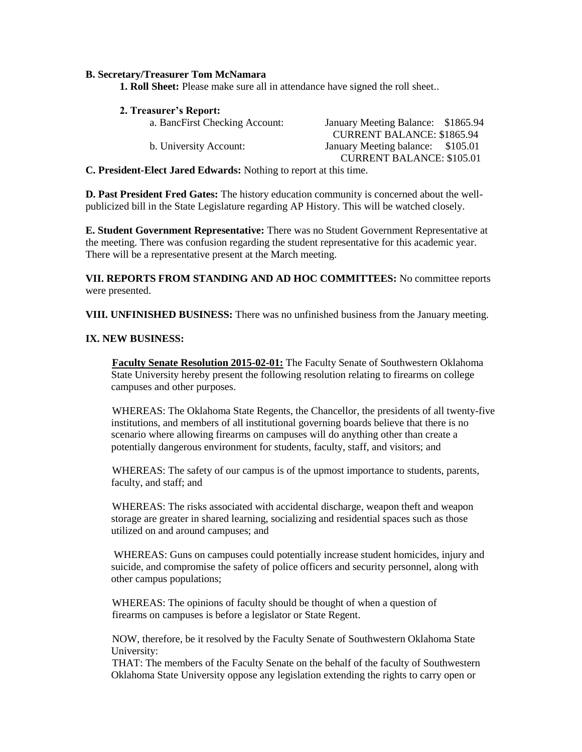**B. Secretary/Treasurer Tom McNamara**

**1. Roll Sheet:** Please make sure all in attendance have signed the roll sheet..

**2. Treasurer's Report:**

| | |
|---|---|
| a. BancFirst Checking Account: | January Meeting Balance: $1865.94<br>CURRENT BALANCE: $1865.94 |
| b. University Account: | January Meeting balance: $105.01<br>CURRENT BALANCE: $105.01 |

**C. President-Elect Jared Edwards:** Nothing to report at this time.

**D. Past President Fred Gates:** The history education community is concerned about the well-publicized bill in the State Legislature regarding AP History. This will be watched closely.

**E. Student Government Representative:** There was no Student Government Representative at the meeting. There was confusion regarding the student representative for this academic year. There will be a representative present at the March meeting.

**VII. REPORTS FROM STANDING AND AD HOC COMMITTEES:** No committee reports were presented.

**VIII. UNFINISHED BUSINESS:** There was no unfinished business from the January meeting.

**IX. NEW BUSINESS:**

**Faculty Senate Resolution 2015-02-01:** The Faculty Senate of Southwestern Oklahoma State University hereby present the following resolution relating to firearms on college campuses and other purposes.

WHEREAS: The Oklahoma State Regents, the Chancellor, the presidents of all twenty-five institutions, and members of all institutional governing boards believe that there is no scenario where allowing firearms on campuses will do anything other than create a potentially dangerous environment for students, faculty, staff, and visitors; and

WHEREAS: The safety of our campus is of the upmost importance to students, parents, faculty, and staff; and

WHEREAS: The risks associated with accidental discharge, weapon theft and weapon storage are greater in shared learning, socializing and residential spaces such as those utilized on and around campuses; and

WHEREAS: Guns on campuses could potentially increase student homicides, injury and suicide, and compromise the safety of police officers and security personnel, along with other campus populations;

WHEREAS: The opinions of faculty should be thought of when a question of firearms on campuses is before a legislator or State Regent.

NOW, therefore, be it resolved by the Faculty Senate of Southwestern Oklahoma State University:

THAT: The members of the Faculty Senate on the behalf of the faculty of Southwestern Oklahoma State University oppose any legislation extending the rights to carry open or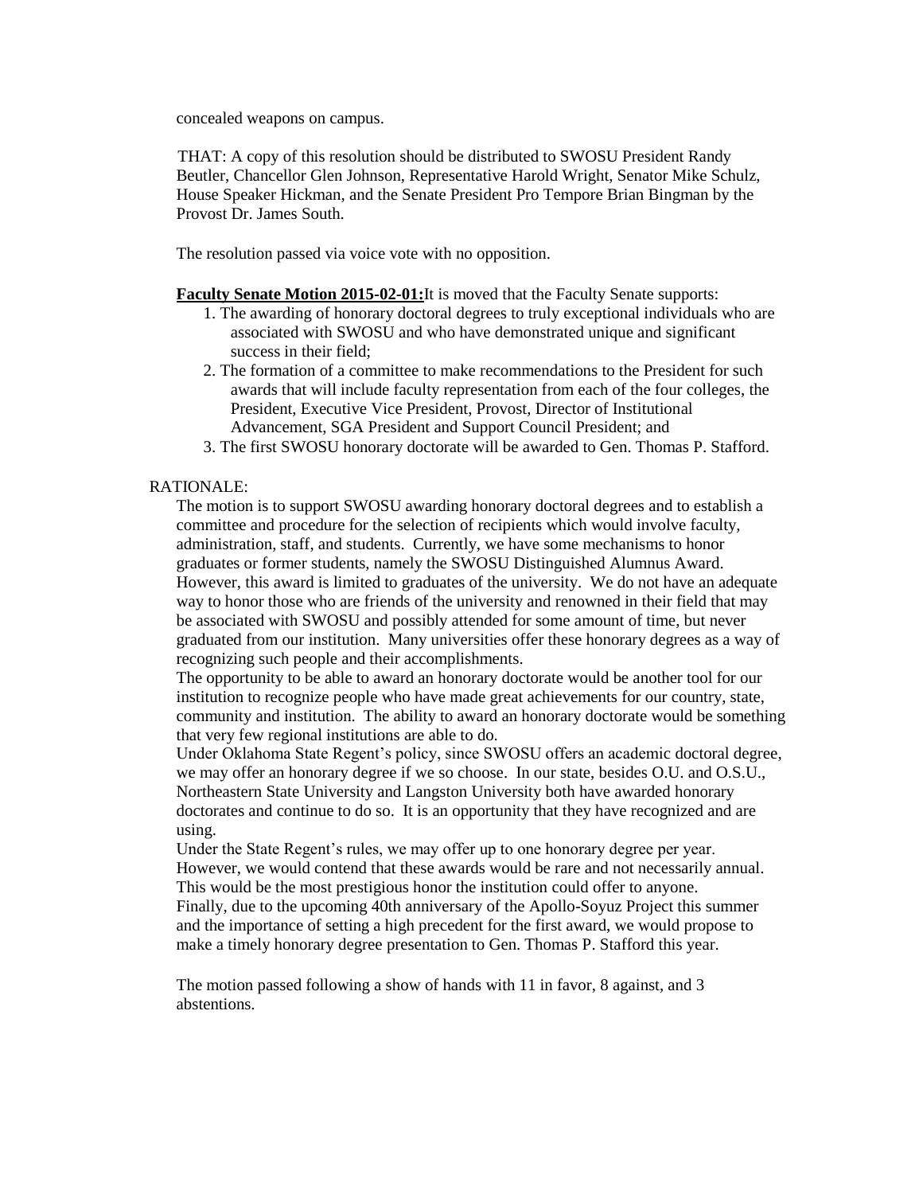concealed weapons on campus.

THAT: A copy of this resolution should be distributed to SWOSU President Randy Beutler, Chancellor Glen Johnson, Representative Harold Wright, Senator Mike Schulz, House Speaker Hickman, and the Senate President Pro Tempore Brian Bingman by the Provost Dr. James South.

The resolution passed via voice vote with no opposition.

**Faculty Senate Motion 2015-02-01:**It is moved that the Faculty Senate supports:

1. The awarding of honorary doctoral degrees to truly exceptional individuals who are associated with SWOSU and who have demonstrated unique and significant success in their field;
2. The formation of a committee to make recommendations to the President for such awards that will include faculty representation from each of the four colleges, the President, Executive Vice President, Provost, Director of Institutional Advancement, SGA President and Support Council President; and
3. The first SWOSU honorary doctorate will be awarded to Gen. Thomas P. Stafford.

RATIONALE:

The motion is to support SWOSU awarding honorary doctoral degrees and to establish a committee and procedure for the selection of recipients which would involve faculty, administration, staff, and students. Currently, we have some mechanisms to honor graduates or former students, namely the SWOSU Distinguished Alumnus Award. However, this award is limited to graduates of the university. We do not have an adequate way to honor those who are friends of the university and renowned in their field that may be associated with SWOSU and possibly attended for some amount of time, but never graduated from our institution. Many universities offer these honorary degrees as a way of recognizing such people and their accomplishments.

The opportunity to be able to award an honorary doctorate would be another tool for our institution to recognize people who have made great achievements for our country, state, community and institution. The ability to award an honorary doctorate would be something that very few regional institutions are able to do.

Under Oklahoma State Regent's policy, since SWOSU offers an academic doctoral degree, we may offer an honorary degree if we so choose. In our state, besides O.U. and O.S.U., Northeastern State University and Langston University both have awarded honorary doctorates and continue to do so. It is an opportunity that they have recognized and are using.

Under the State Regent's rules, we may offer up to one honorary degree per year. However, we would contend that these awards would be rare and not necessarily annual. This would be the most prestigious honor the institution could offer to anyone.

Finally, due to the upcoming 40th anniversary of the Apollo-Soyuz Project this summer and the importance of setting a high precedent for the first award, we would propose to make a timely honorary degree presentation to Gen. Thomas P. Stafford this year.

The motion passed following a show of hands with 11 in favor, 8 against, and 3 abstentions.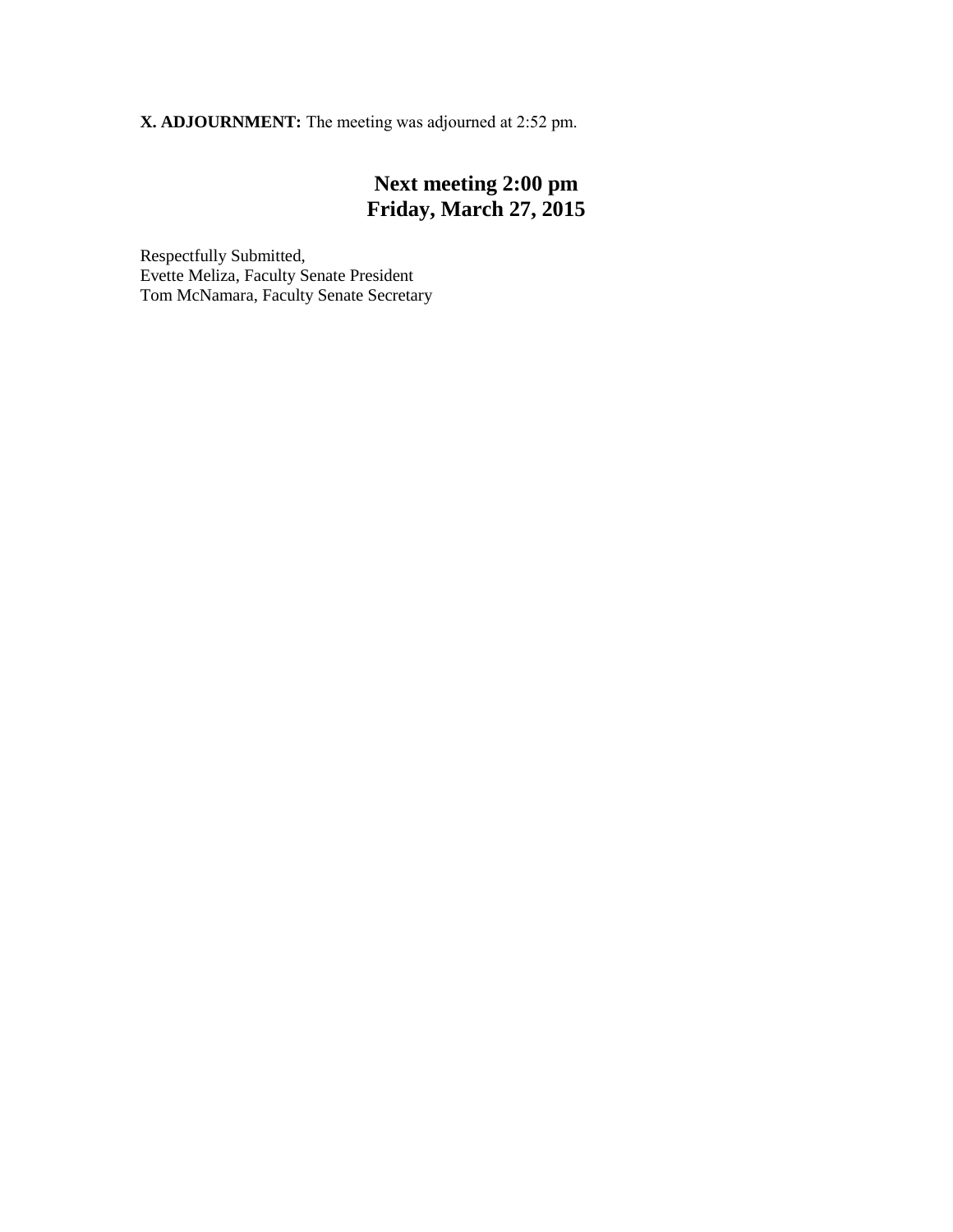**X. ADJOURNMENT:** The meeting was adjourned at 2:52 pm.

## Next meeting 2:00 pm
## Friday, March 27, 2015

Respectfully Submitted,
Evette Meliza, Faculty Senate President
Tom McNamara, Faculty Senate Secretary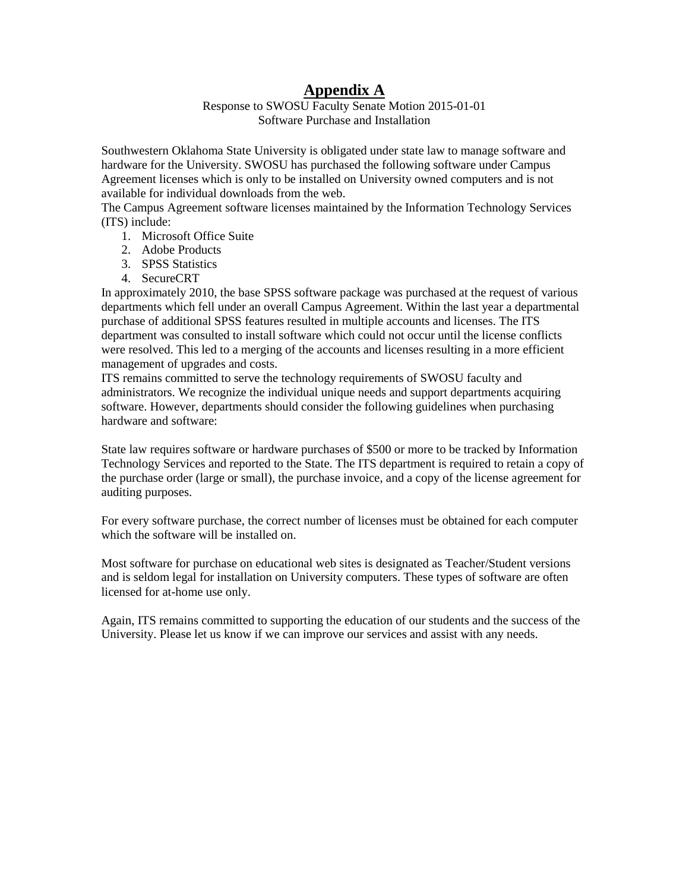# Appendix A

Response to SWOSU Faculty Senate Motion 2015-01-01
Software Purchase and Installation

Southwestern Oklahoma State University is obligated under state law to manage software and hardware for the University. SWOSU has purchased the following software under Campus Agreement licenses which is only to be installed on University owned computers and is not available for individual downloads from the web.

The Campus Agreement software licenses maintained by the Information Technology Services (ITS) include:

1. Microsoft Office Suite
2. Adobe Products
3. SPSS Statistics
4. SecureCRT

In approximately 2010, the base SPSS software package was purchased at the request of various departments which fell under an overall Campus Agreement. Within the last year a departmental purchase of additional SPSS features resulted in multiple accounts and licenses. The ITS department was consulted to install software which could not occur until the license conflicts were resolved. This led to a merging of the accounts and licenses resulting in a more efficient management of upgrades and costs.

ITS remains committed to serve the technology requirements of SWOSU faculty and administrators. We recognize the individual unique needs and support departments acquiring software. However, departments should consider the following guidelines when purchasing hardware and software:

State law requires software or hardware purchases of $500 or more to be tracked by Information Technology Services and reported to the State. The ITS department is required to retain a copy of the purchase order (large or small), the purchase invoice, and a copy of the license agreement for auditing purposes.

For every software purchase, the correct number of licenses must be obtained for each computer which the software will be installed on.

Most software for purchase on educational web sites is designated as Teacher/Student versions and is seldom legal for installation on University computers. These types of software are often licensed for at-home use only.

Again, ITS remains committed to supporting the education of our students and the success of the University. Please let us know if we can improve our services and assist with any needs.